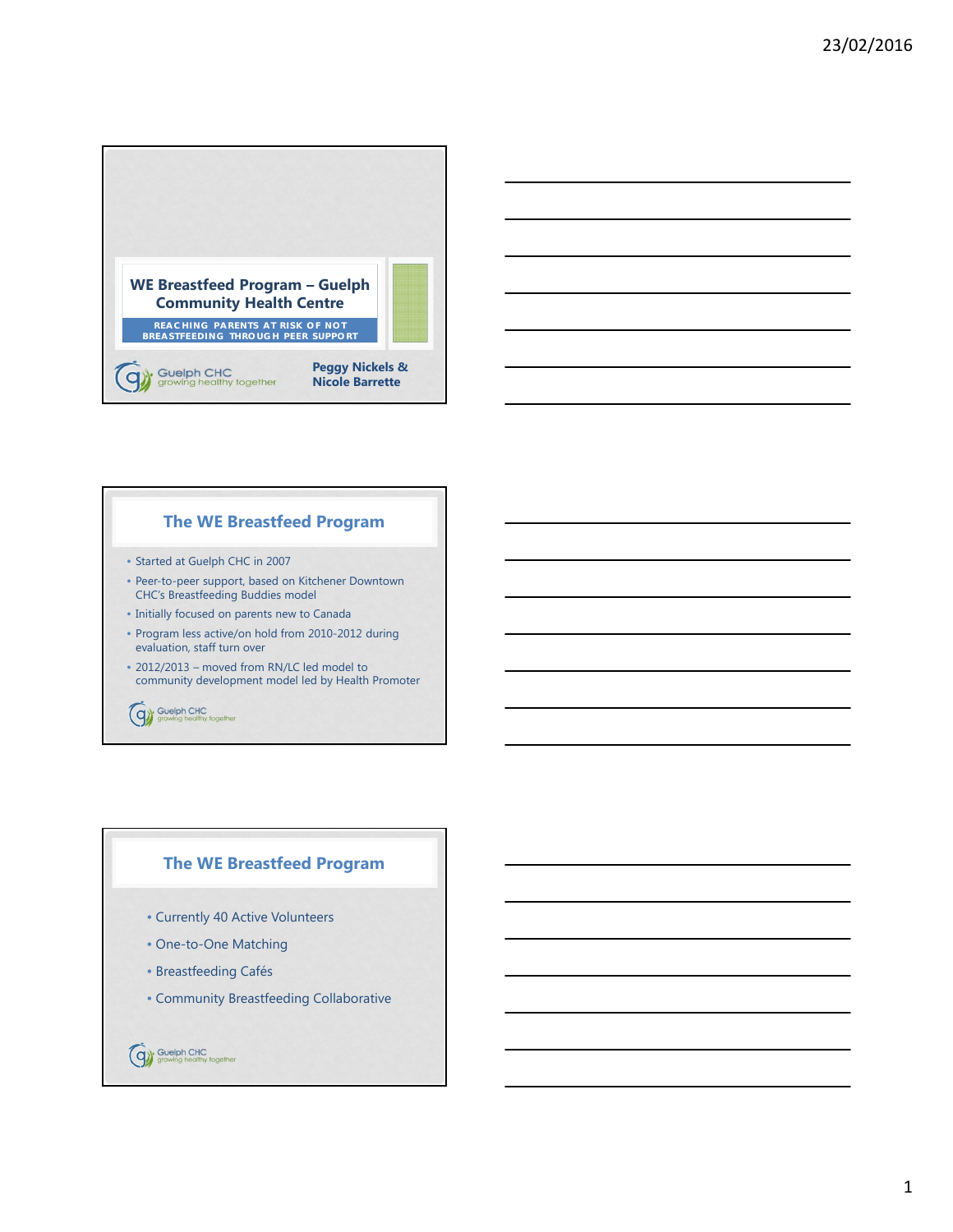# WE Breastfeed Program – Guelph Community Health Centre

REACHING PARENTS AT RISK OF NOT BREASTFEEDING THROUGH PEER SUPPORT

Guelph CHC growing healthy together

Peggy Nickels & Nicole Barrette

## The WE Breastfeed Program

- Started at Guelph CHC in 2007
- Peer-to-peer support, based on Kitchener Downtown CHC's Breastfeeding Buddies model
- Initially focused on parents new to Canada
- Program less active/on hold from 2010-2012 during evaluation, staff turn over
- 2012/2013 – moved from RN/LC led model to community development model led by Health Promoter

Guelph CHC growing healthy together

## The WE Breastfeed Program

- Currently 40 Active Volunteers
- One-to-One Matching
- Breastfeeding Cafés
- Community Breastfeeding Collaborative

Guelph CHC growing healthy together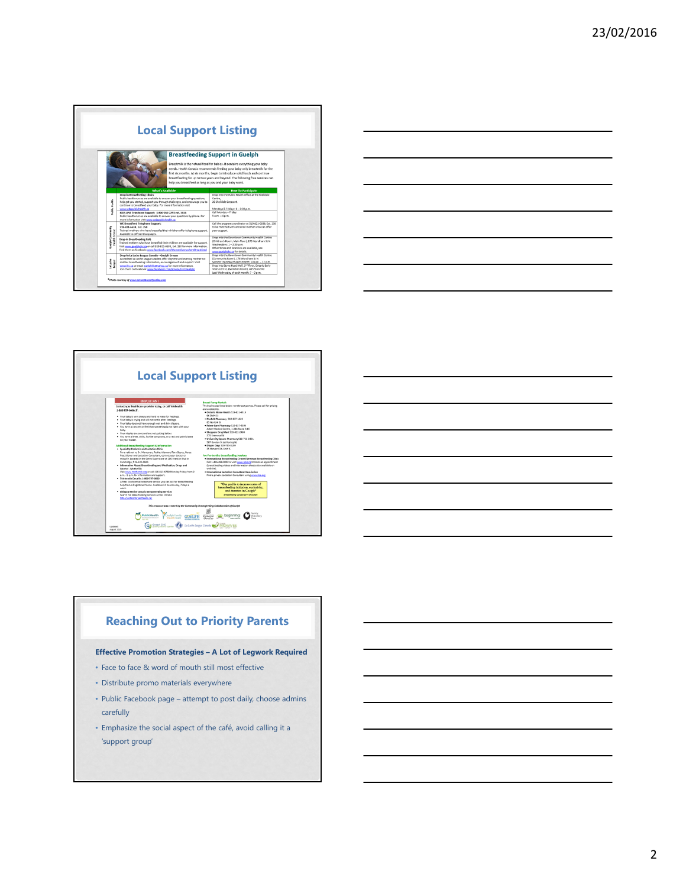## Local Support Listing

### Breastfeeding Support in Guelph

Breastmilk is the natural food for babies. It contains everything your baby needs. Health Canada recommends feeding your baby only breastmilk for the first six months. At six months, begin to introduce solid foods and continue breastfeeding for up to two years and beyond. The following free services can help you breastfeed as long as you and your baby want.

| What's Available | How To Participate |
| --- | --- |
| **Drop-In Breastfeeding Clinic** Public health nurses are available to answer your breastfeeding questions, help get you started, support you through challenges, and encourage you to continue to breastfeed your baby. For more information visit www.wdgpublichealth.ca | Drop into the Public Health Office at the Sheldale Centre, 20 Sheldale Crescent. Mondays & Fridays: 1 – 3:30 p.m. |
| **Health LINE Telephone Support: 1-800-265-7293 ext. 3616** Public health nurses are available to answer your questions by phone. For more information visit www.wdgpublichealth.ca | Call Monday – Friday: 9 a.m. – 4 p.m. |
| **ME Breastfeed Telephone Support** 519-821-6638, Ext. 250 Trained mothers who have breastfed their children offer telephone support. Available in different languages. | Call the program coordinator at 519-821-6638, Ext. 250 to be matched with a trained mother who can offer peer support. |
| **Drop-In Breastfeeding Café** Trained mothers who have breastfed their children are available for support. Visit www.guelphchc.ca or call 519-821-6638, Ext. 250 for more information. Find them on Facebook | Drop into the Downtown Community Health Centre (Children's Room, Main Floor), 176 Wyndham St N. Wednesdays: 1 – 2:30 p.m. Other times and locations are available, see www.guelphchc.ca for details. |
| **Drop-in La Leche League Canada – Guelph Groups** Accredited La Leche League Leaders offer daytime and evening mother-to-mother breastfeeding information, encouragement and support. Visit www.lllc.ca or email guelphlll@yahoo.ca for more information. Join them on Facebook | Drop into the Downtown Community Health Centre (Community Room), 176 Wyndham St N. Second Thursday of each month: 10 a.m. – 12 p.m. Drop into Stone Road Mall, 2nd Floor, Ontario Early Years Centre, 435 Stone Rd. Last Wednesday of each month: 7 – 9 p.m. |

*Photo courtesy of www.naturalbreastfeeding.com

## Local Support Listing

**IMPORTANT**

Contact your healthcare provider today, or call Telehealth 1-866-797-0000, if:

- Your baby is very sleepy and hard to wake for feedings.
- Your baby is crying and will not settle after feedings.
- Your baby does not have enough wet and dirty diapers.
- You have a concern or feel that something is not right with your baby.
- Your nipples are sore and are not getting better.
- You have a fever, chills, flu-like symptoms, or a red and painful area on your breast.

**Additional Breastfeeding Support & Information**

- **Specialty Pediatric and Lactation Clinic** For a referral to Dr. Mamyrova, Pediatrician and Tara Boyce, Nurse Practitioner and Lactation Consultant, contact your doctor or midwife. Located in the Zinn's Superstore at 280 Franklin Blvd in Cambridge.
- **Information About Breastfeeding and Medication, Drugs and Alcohol - Motherisk** Visit www.motherisk.org or call 416-813-6780 Monday-Friday, from 9 a.m. - 5 p.m. for information and support.
- **Telehealth Ontario 1-866-797-0000** A free, confidential telephone service you can call for breastfeeding help from a Registered Nurse. Available 24 hours a day, 7 days a week.
- **Bilingual Online Ontario Breastfeeding Services** Search for breastfeeding services across Ontario http://ontariobreastfeeds.ca/

**Breast Pump Rentals**

The businesses listed below rent breast pumps. Please call for pricing and availability:

- Ontario Home Health 519-821-4919, 66 Dublin St
- Norfolk Pharmacy 519-837-1620, 85 Norfolk St
- Pharma Care Pharmacy 519-827-4074, Arbor Medical Centre, 1-285 Stone Rd E
- Shoppers Drug Mart 519-822-2400, 375 Stevenson Rd
- University Square Pharmacy 519-763-3391, 987 Gordon St (at Kortright)
- Diaper Days 519-763-3138, 35 Harvard Rd, Unit 4

**Fee For Service Breastfeeding Services**

- **International Breastfeeding Centre/Newman Breastfeeding Clinic** Call 1-416-498-0002 or visit www.ibconline.ca to book an appointment (breastfeeding videos and information sheets also available on website).
- **International Lactation Consultant Association** Find a private Lactation Consultant using www.ilca.org

"Our goal is to increase rates of breastfeeding initiation, exclusivity, and duration in Guelph" — Breastfeeding Collaborative of Guelph

This resource was created by the Community Breastfeeding Collaborative of Guelph

Updated: August 2015

## Reaching Out to Priority Parents

**Effective Promotion Strategies – A Lot of Legwork Required**

- Face to face & word of mouth still most effective
- Distribute promo materials everywhere
- Public Facebook page – attempt to post daily, choose admins carefully
- Emphasize the social aspect of the café, avoid calling it a 'support group'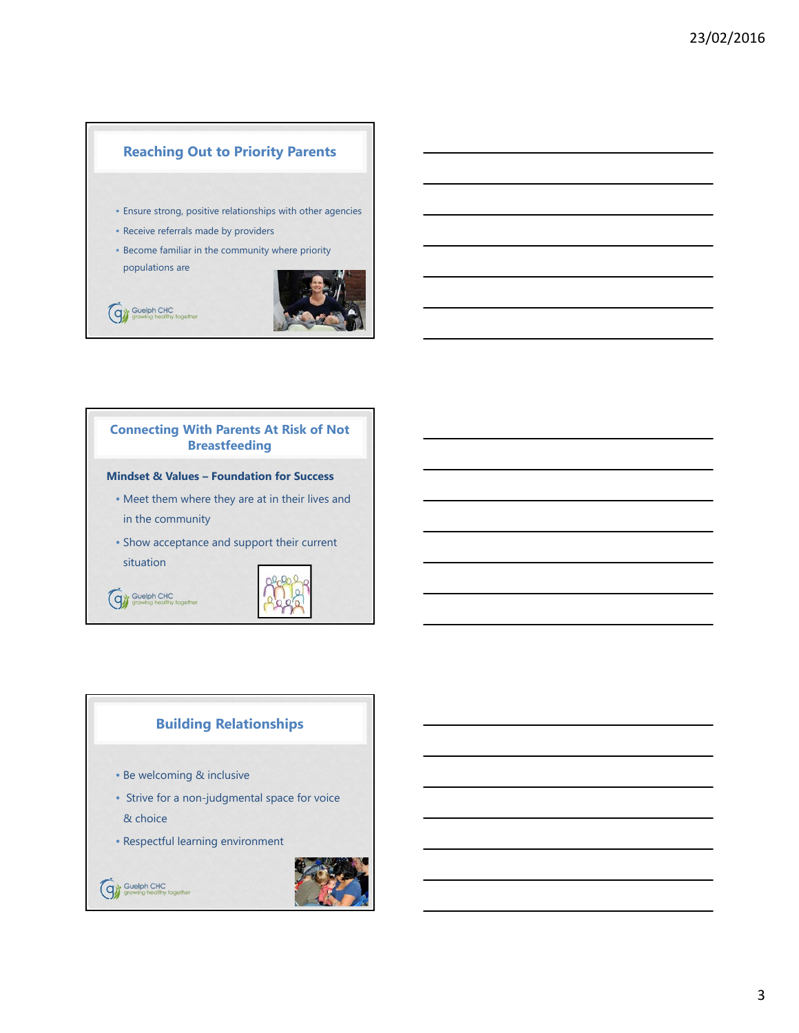## Reaching Out to Priority Parents

- Ensure strong, positive relationships with other agencies
- Receive referrals made by providers
- Become familiar in the community where priority populations are

Guelph CHC
growing healthy together

## Connecting With Parents At Risk of Not Breastfeeding

**Mindset & Values – Foundation for Success**

- Meet them where they are at in their lives and in the community
- Show acceptance and support their current situation

Guelph CHC
growing healthy together

## Building Relationships

- Be welcoming & inclusive
- Strive for a non-judgmental space for voice & choice
- Respectful learning environment

Guelph CHC
growing healthy together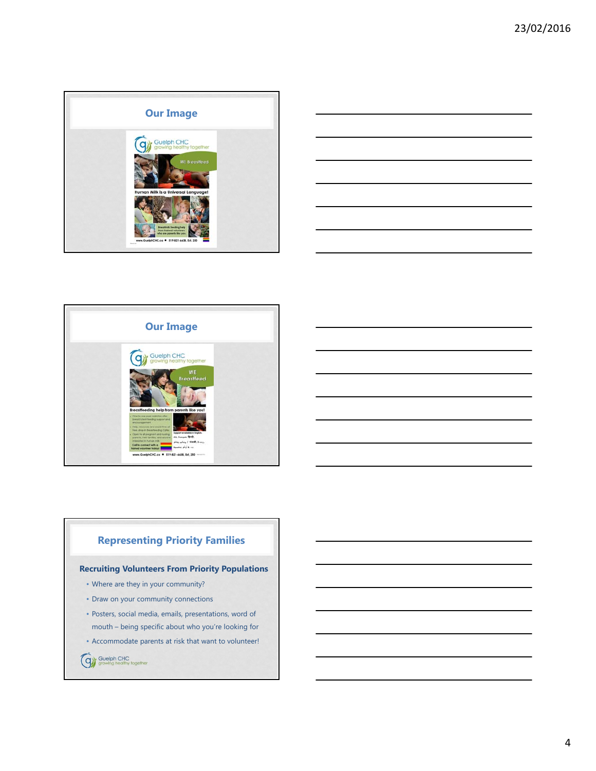## Our Image

Guelph CHC
growing healthy together

WE Breastfeed

Human Milk is a Universal Language!

Breastmilk feeding help from trained volunteers who are parents like you.

www.GuelphCHC.ca • 519-821-6638, Ext. 250

## Our Image

Guelph CHC
growing healthy together

WE Breastfeed

Breastfeeding help from parents like you!

www.GuelphCHC.ca • 519-821-6638, Ext. 250

## Representing Priority Families

### Recruiting Volunteers From Priority Populations

- Where are they in your community?
- Draw on your community connections
- Posters, social media, emails, presentations, word of mouth – being specific about who you're looking for
- Accommodate parents at risk that want to volunteer!

Guelph CHC
growing healthy together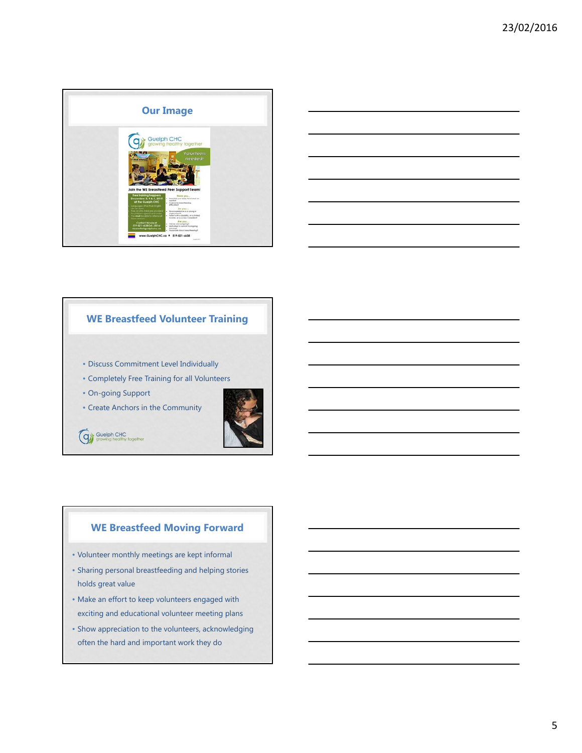## Our Image

## WE Breastfeed Volunteer Training

- Discuss Commitment Level Individually
- Completely Free Training for all Volunteers
- On-going Support
- Create Anchors in the Community

Guelph CHC
growing healthy together

## WE Breastfeed Moving Forward

- Volunteer monthly meetings are kept informal
- Sharing personal breastfeeding and helping stories holds great value
- Make an effort to keep volunteers engaged with exciting and educational volunteer meeting plans
- Show appreciation to the volunteers, acknowledging often the hard and important work they do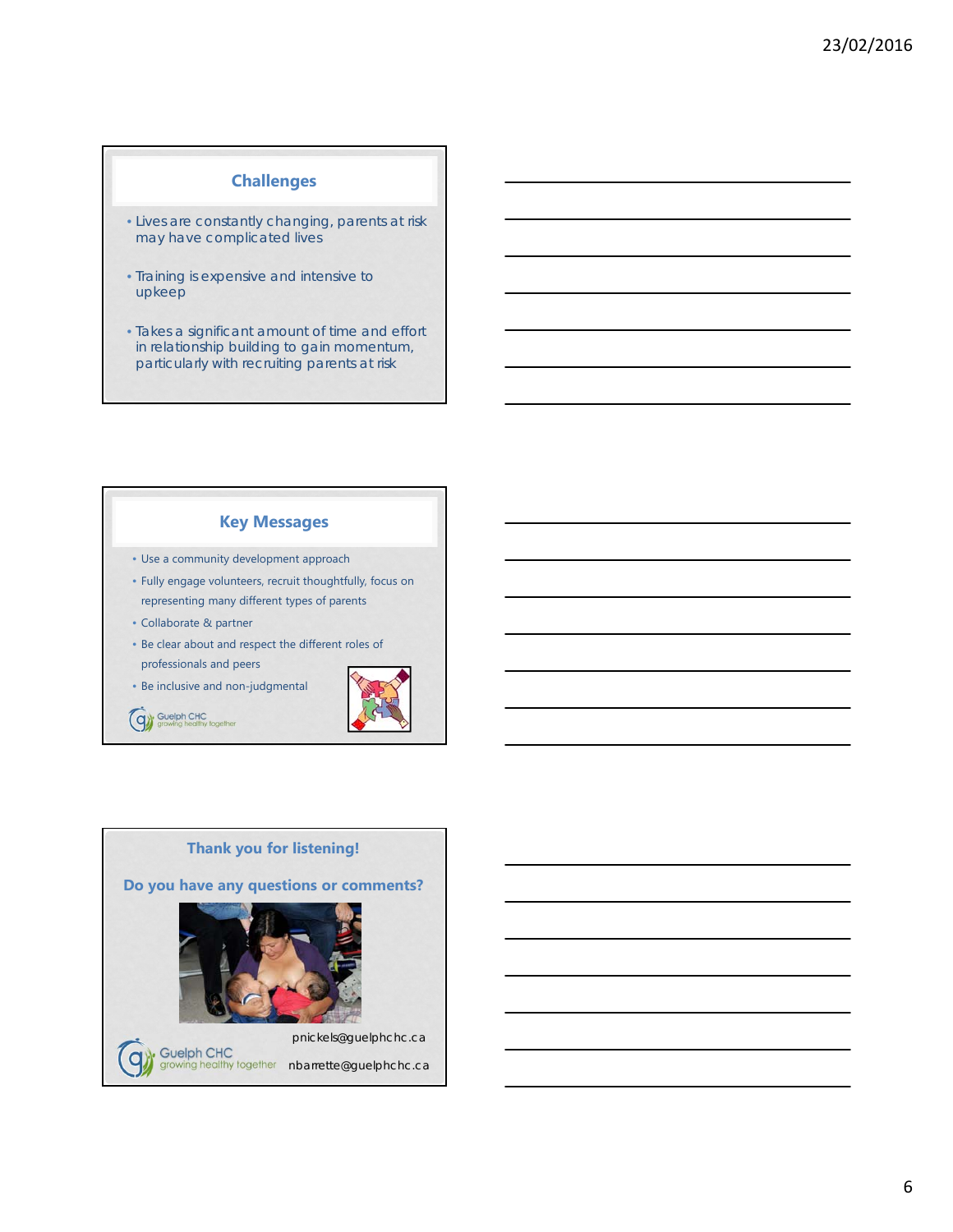## Challenges

- Lives are constantly changing, parents at risk may have complicated lives
- Training is expensive and intensive to upkeep
- Takes a significant amount of time and effort in relationship building to gain momentum, particularly with recruiting parents at risk

## Key Messages

- Use a community development approach
- Fully engage volunteers, recruit thoughtfully, focus on representing many different types of parents
- Collaborate & partner
- Be clear about and respect the different roles of professionals and peers
- Be inclusive and non-judgmental

Guelph CHC
growing healthy together

## Thank you for listening!

## Do you have any questions or comments?

pnickels@guelphchc.ca

nbarrette@guelphchc.ca

Guelph CHC
growing healthy together